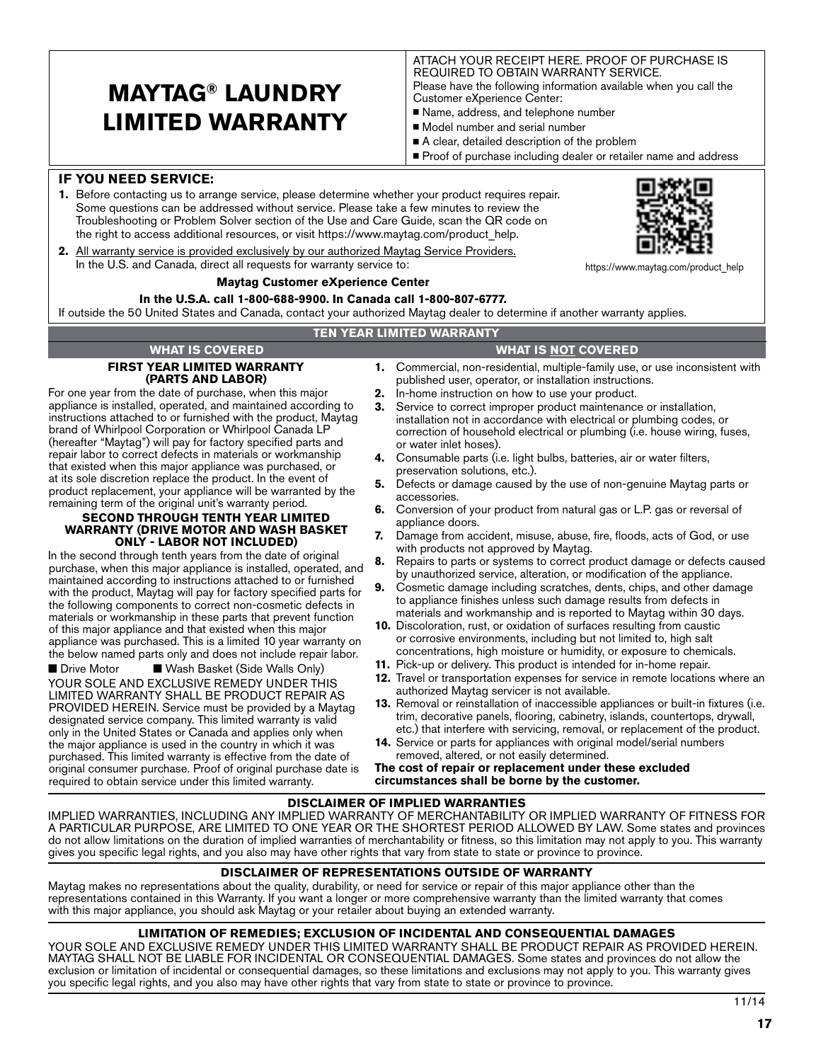# MAYTAG® LAUNDRY LIMITED WARRANTY

ATTACH YOUR RECEIPT HERE. PROOF OF PURCHASE IS REQUIRED TO OBTAIN WARRANTY SERVICE.

Please have the following information available when you call the Customer eXperience Center:

- Name, address, and telephone number
- Model number and serial number
- A clear, detailed description of the problem
- Proof of purchase including dealer or retailer name and address

## IF YOU NEED SERVICE:

1. Before contacting us to arrange service, please determine whether your product requires repair. Some questions can be addressed without service. Please take a few minutes to review the Troubleshooting or Problem Solver section of the Use and Care Guide, scan the QR code on the right to access additional resources, or visit https://www.maytag.com/product_help.
2. All warranty service is provided exclusively by our authorized Maytag Service Providers. In the U.S. and Canada, direct all requests for warranty service to:

https://www.maytag.com/product_help

**Maytag Customer eXperience Center**

**In the U.S.A. call 1-800-688-9900. In Canada call 1-800-807-6777.**

If outside the 50 United States and Canada, contact your authorized Maytag dealer to determine if another warranty applies.

## TEN YEAR LIMITED WARRANTY

### WHAT IS COVERED

**FIRST YEAR LIMITED WARRANTY (PARTS AND LABOR)**

For one year from the date of purchase, when this major appliance is installed, operated, and maintained according to instructions attached to or furnished with the product, Maytag brand of Whirlpool Corporation or Whirlpool Canada LP (hereafter "Maytag") will pay for factory specified parts and repair labor to correct defects in materials or workmanship that existed when this major appliance was purchased, or at its sole discretion replace the product. In the event of product replacement, your appliance will be warranted by the remaining term of the original unit's warranty period.

**SECOND THROUGH TENTH YEAR LIMITED WARRANTY (DRIVE MOTOR AND WASH BASKET ONLY - LABOR NOT INCLUDED)**

In the second through tenth years from the date of original purchase, when this major appliance is installed, operated, and maintained according to instructions attached to or furnished with the product, Maytag will pay for factory specified parts for the following components to correct non-cosmetic defects in materials or workmanship in these parts that prevent function of this major appliance and that existed when this major appliance was purchased. This is a limited 10 year warranty on the below named parts only and does not include repair labor.

- Drive Motor
- Wash Basket (Side Walls Only)

YOUR SOLE AND EXCLUSIVE REMEDY UNDER THIS LIMITED WARRANTY SHALL BE PRODUCT REPAIR AS PROVIDED HEREIN. Service must be provided by a Maytag designated service company. This limited warranty is valid only in the United States or Canada and applies only when the major appliance is used in the country in which it was purchased. This limited warranty is effective from the date of original consumer purchase. Proof of original purchase date is required to obtain service under this limited warranty.

### WHAT IS NOT COVERED

1. Commercial, non-residential, multiple-family use, or use inconsistent with published user, operator, or installation instructions.
2. In-home instruction on how to use your product.
3. Service to correct improper product maintenance or installation, installation not in accordance with electrical or plumbing codes, or correction of household electrical or plumbing (i.e. house wiring, fuses, or water inlet hoses).
4. Consumable parts (i.e. light bulbs, batteries, air or water filters, preservation solutions, etc.).
5. Defects or damage caused by the use of non-genuine Maytag parts or accessories.
6. Conversion of your product from natural gas or L.P. gas or reversal of appliance doors.
7. Damage from accident, misuse, abuse, fire, floods, acts of God, or use with products not approved by Maytag.
8. Repairs to parts or systems to correct product damage or defects caused by unauthorized service, alteration, or modification of the appliance.
9. Cosmetic damage including scratches, dents, chips, and other damage to appliance finishes unless such damage results from defects in materials and workmanship and is reported to Maytag within 30 days.
10. Discoloration, rust, or oxidation of surfaces resulting from caustic or corrosive environments, including but not limited to, high salt concentrations, high moisture or humidity, or exposure to chemicals.
11. Pick-up or delivery. This product is intended for in-home repair.
12. Travel or transportation expenses for service in remote locations where an authorized Maytag servicer is not available.
13. Removal or reinstallation of inaccessible appliances or built-in fixtures (i.e. trim, decorative panels, flooring, cabinetry, islands, countertops, drywall, etc.) that interfere with servicing, removal, or replacement of the product.
14. Service or parts for appliances with original model/serial numbers removed, altered, or not easily determined.

**The cost of repair or replacement under these excluded circumstances shall be borne by the customer.**

## DISCLAIMER OF IMPLIED WARRANTIES

IMPLIED WARRANTIES, INCLUDING ANY IMPLIED WARRANTY OF MERCHANTABILITY OR IMPLIED WARRANTY OF FITNESS FOR A PARTICULAR PURPOSE, ARE LIMITED TO ONE YEAR OR THE SHORTEST PERIOD ALLOWED BY LAW. Some states and provinces do not allow limitations on the duration of implied warranties of merchantability or fitness, so this limitation may not apply to you. This warranty gives you specific legal rights, and you also may have other rights that vary from state to state or province to province.

## DISCLAIMER OF REPRESENTATIONS OUTSIDE OF WARRANTY

Maytag makes no representations about the quality, durability, or need for service or repair of this major appliance other than the representations contained in this Warranty. If you want a longer or more comprehensive warranty than the limited warranty that comes with this major appliance, you should ask Maytag or your retailer about buying an extended warranty.

## LIMITATION OF REMEDIES; EXCLUSION OF INCIDENTAL AND CONSEQUENTIAL DAMAGES

YOUR SOLE AND EXCLUSIVE REMEDY UNDER THIS LIMITED WARRANTY SHALL BE PRODUCT REPAIR AS PROVIDED HEREIN. MAYTAG SHALL NOT BE LIABLE FOR INCIDENTAL OR CONSEQUENTIAL DAMAGES. Some states and provinces do not allow the exclusion or limitation of incidental or consequential damages, so these limitations and exclusions may not apply to you. This warranty gives you specific legal rights, and you also may have other rights that vary from state to state or province to province.

11/14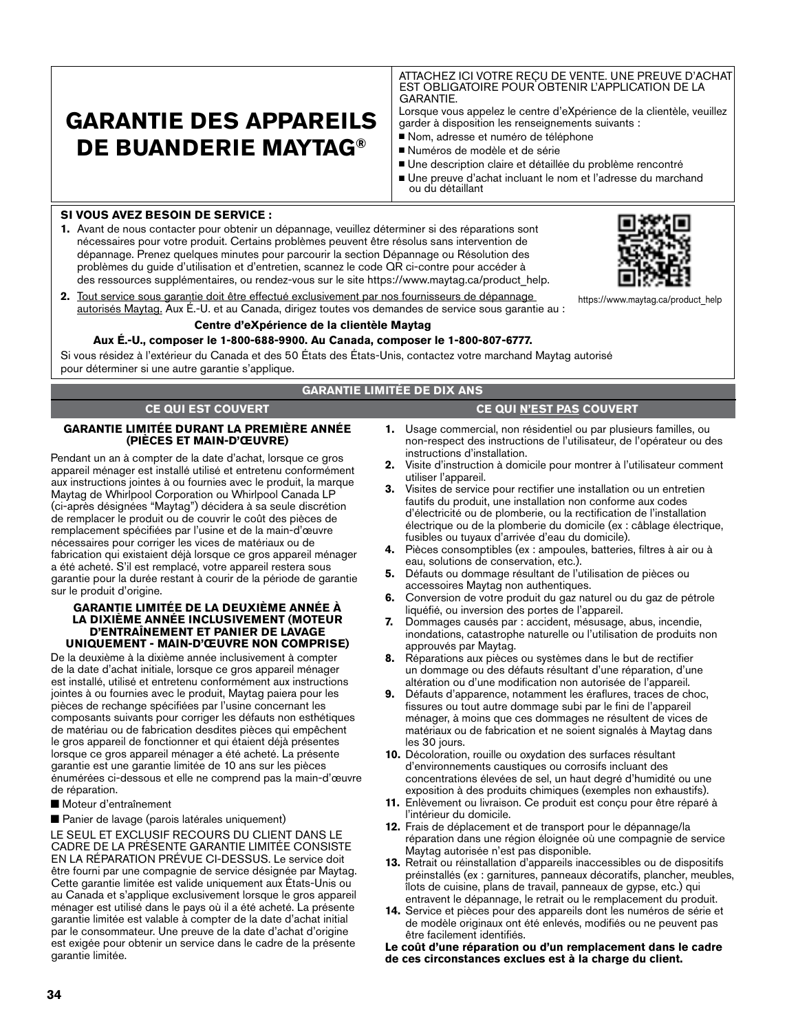# GARANTIE DES APPAREILS DE BUANDERIE MAYTAG®

ATTACHEZ ICI VOTRE REÇU DE VENTE. UNE PREUVE D'ACHAT EST OBLIGATOIRE POUR OBTENIR L'APPLICATION DE LA GARANTIE.

Lorsque vous appelez le centre d'eXpérience de la clientèle, veuillez garder à disposition les renseignements suivants :

- Nom, adresse et numéro de téléphone
- Numéros de modèle et de série
- Une description claire et détaillée du problème rencontré
- Une preuve d'achat incluant le nom et l'adresse du marchand ou du détaillant

**SI VOUS AVEZ BESOIN DE SERVICE :**

1. Avant de nous contacter pour obtenir un dépannage, veuillez déterminer si des réparations sont nécessaires pour votre produit. Certains problèmes peuvent être résolus sans intervention de dépannage. Prenez quelques minutes pour parcourir la section Dépannage ou Résolution des problèmes du guide d'utilisation et d'entretien, scannez le code QR ci-contre pour accéder à des ressources supplémentaires, ou rendez-vous sur le site https://www.maytag.ca/product_help.
2. Tout service sous garantie doit être effectué exclusivement par nos fournisseurs de dépannage autorisés Maytag. Aux É.-U. et au Canada, dirigez toutes vos demandes de service sous garantie au :

https://www.maytag.ca/product_help

**Centre d'eXpérience de la clientèle Maytag**

**Aux É.-U., composer le 1-800-688-9900. Au Canada, composer le 1-800-807-6777.**

Si vous résidez à l'extérieur du Canada et des 50 États des États-Unis, contactez votre marchand Maytag autorisé pour déterminer si une autre garantie s'applique.

## GARANTIE LIMITÉE DE DIX ANS

### CE QUI EST COUVERT

**GARANTIE LIMITÉE DURANT LA PREMIÈRE ANNÉE (PIÈCES ET MAIN-D'ŒUVRE)**

Pendant un an à compter de la date d'achat, lorsque ce gros appareil ménager est installé utilisé et entretenu conformément aux instructions jointes à ou fournies avec le produit, la marque Maytag de Whirlpool Corporation ou Whirlpool Canada LP (ci-après désignées "Maytag") décidera à sa seule discrétion de remplacer le produit ou de couvrir le coût des pièces de remplacement spécifiées par l'usine et de la main-d'œuvre nécessaires pour corriger les vices de matériaux ou de fabrication qui existaient déjà lorsque ce gros appareil ménager a été acheté. S'il est remplacé, votre appareil restera sous garantie pour la durée restant à courir de la période de garantie sur le produit d'origine.

**GARANTIE LIMITÉE DE LA DEUXIÈME ANNÉE À LA DIXIÈME ANNÉE INCLUSIVEMENT (MOTEUR D'ENTRAÎNEMENT ET PANIER DE LAVAGE UNIQUEMENT - MAIN-D'ŒUVRE NON COMPRISE)**

De la deuxième à la dixième année inclusivement à compter de la date d'achat initiale, lorsque ce gros appareil ménager est installé, utilisé et entretenu conformément aux instructions jointes à ou fournies avec le produit, Maytag paiera pour les pièces de rechange spécifiées par l'usine concernant les composants suivants pour corriger les défauts non esthétiques de matériau ou de fabrication desdites pièces qui empêchent le gros appareil de fonctionner et qui étaient déjà présentes lorsque ce gros appareil ménager a été acheté. La présente garantie est une garantie limitée de 10 ans sur les pièces énumérées ci-dessous et elle ne comprend pas la main-d'œuvre de réparation.

- Moteur d'entraînement
- Panier de lavage (parois latérales uniquement)

LE SEUL ET EXCLUSIF RECOURS DU CLIENT DANS LE CADRE DE LA PRÉSENTE GARANTIE LIMITÉE CONSISTE EN LA RÉPARATION PRÉVUE CI-DESSUS. Le service doit être fourni par une compagnie de service désignée par Maytag. Cette garantie limitée est valide uniquement aux États-Unis ou au Canada et s'applique exclusivement lorsque le gros appareil ménager est utilisé dans le pays où il a été acheté. La présente garantie limitée est valable à compter de la date d'achat initial par le consommateur. Une preuve de la date d'achat d'origine est exigée pour obtenir un service dans le cadre de la présente garantie limitée.

### CE QUI N'EST PAS COUVERT

1. Usage commercial, non résidentiel ou par plusieurs familles, ou non-respect des instructions de l'utilisateur, de l'opérateur ou des instructions d'installation.
2. Visite d'instruction à domicile pour montrer à l'utilisateur comment utiliser l'appareil.
3. Visites de service pour rectifier une installation ou un entretien fautifs du produit, une installation non conforme aux codes d'électricité ou de plomberie, ou la rectification de l'installation électrique ou de la plomberie du domicile (ex : câblage électrique, fusibles ou tuyaux d'arrivée d'eau du domicile).
4. Pièces consomptibles (ex : ampoules, batteries, filtres à air ou à eau, solutions de conservation, etc.).
5. Défauts ou dommage résultant de l'utilisation de pièces ou accessoires Maytag non authentiques.
6. Conversion de votre produit du gaz naturel ou du gaz de pétrole liquéfié, ou inversion des portes de l'appareil.
7. Dommages causés par : accident, mésusage, abus, incendie, inondations, catastrophe naturelle ou l'utilisation de produits non approuvés par Maytag.
8. Réparations aux pièces ou systèmes dans le but de rectifier un dommage ou des défauts résultant d'une réparation, d'une altération ou d'une modification non autorisée de l'appareil.
9. Défauts d'apparence, notamment les éraflures, traces de choc, fissures ou tout autre dommage subi par le fini de l'appareil ménager, à moins que ces dommages ne résultent de vices de matériaux ou de fabrication et ne soient signalés à Maytag dans les 30 jours.
10. Décoloration, rouille ou oxydation des surfaces résultant d'environnements caustiques ou corrosifs incluant des concentrations élevées de sel, un haut degré d'humidité ou une exposition à des produits chimiques (exemples non exhaustifs).
11. Enlèvement ou livraison. Ce produit est conçu pour être réparé à l'intérieur du domicile.
12. Frais de déplacement et de transport pour le dépannage/la réparation dans une région éloignée où une compagnie de service Maytag autorisée n'est pas disponible.
13. Retrait ou réinstallation d'appareils inaccessibles ou de dispositifs préinstallés (ex : garnitures, panneaux décoratifs, plancher, meubles, îlots de cuisine, plans de travail, panneaux de gypse, etc.) qui entravent le dépannage, le retrait ou le remplacement du produit.
14. Service et pièces pour des appareils dont les numéros de série et de modèle originaux ont été enlevés, modifiés ou ne peuvent pas être facilement identifiés.

**Le coût d'une réparation ou d'un remplacement dans le cadre de ces circonstances exclues est à la charge du client.**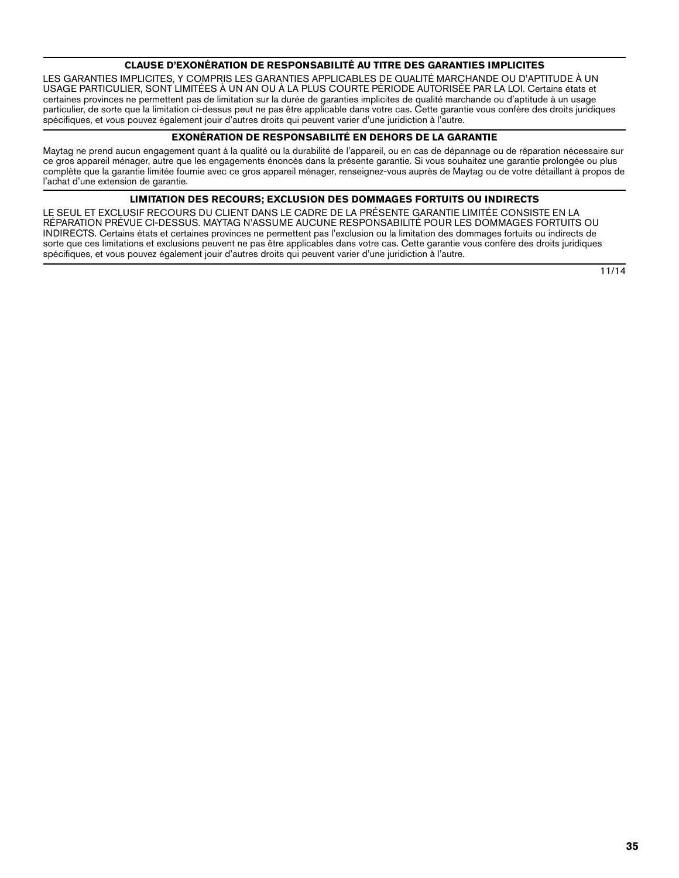### CLAUSE D'EXONÉRATION DE RESPONSABILITÉ AU TITRE DES GARANTIES IMPLICITES

LES GARANTIES IMPLICITES, Y COMPRIS LES GARANTIES APPLICABLES DE QUALITÉ MARCHANDE OU D'APTITUDE À UN USAGE PARTICULIER, SONT LIMITÉES À UN AN OU À LA PLUS COURTE PÉRIODE AUTORISÉE PAR LA LOI. Certains états et certaines provinces ne permettent pas de limitation sur la durée de garanties implicites de qualité marchande ou d'aptitude à un usage particulier, de sorte que la limitation ci-dessus peut ne pas être applicable dans votre cas. Cette garantie vous confère des droits juridiques spécifiques, et vous pouvez également jouir d'autres droits qui peuvent varier d'une juridiction à l'autre.

### EXONÉRATION DE RESPONSABILITÉ EN DEHORS DE LA GARANTIE

Maytag ne prend aucun engagement quant à la qualité ou la durabilité de l'appareil, ou en cas de dépannage ou de réparation nécessaire sur ce gros appareil ménager, autre que les engagements énoncés dans la présente garantie. Si vous souhaitez une garantie prolongée ou plus complète que la garantie limitée fournie avec ce gros appareil ménager, renseignez-vous auprès de Maytag ou de votre détaillant à propos de l'achat d'une extension de garantie.

### LIMITATION DES RECOURS; EXCLUSION DES DOMMAGES FORTUITS OU INDIRECTS

LE SEUL ET EXCLUSIF RECOURS DU CLIENT DANS LE CADRE DE LA PRÉSENTE GARANTIE LIMITÉE CONSISTE EN LA RÉPARATION PRÉVUE CI-DESSUS. MAYTAG N'ASSUME AUCUNE RESPONSABILITÉ POUR LES DOMMAGES FORTUITS OU INDIRECTS. Certains états et certaines provinces ne permettent pas l'exclusion ou la limitation des dommages fortuits ou indirects de sorte que ces limitations et exclusions peuvent ne pas être applicables dans votre cas. Cette garantie vous confère des droits juridiques spécifiques, et vous pouvez également jouir d'autres droits qui peuvent varier d'une juridiction à l'autre.

11/14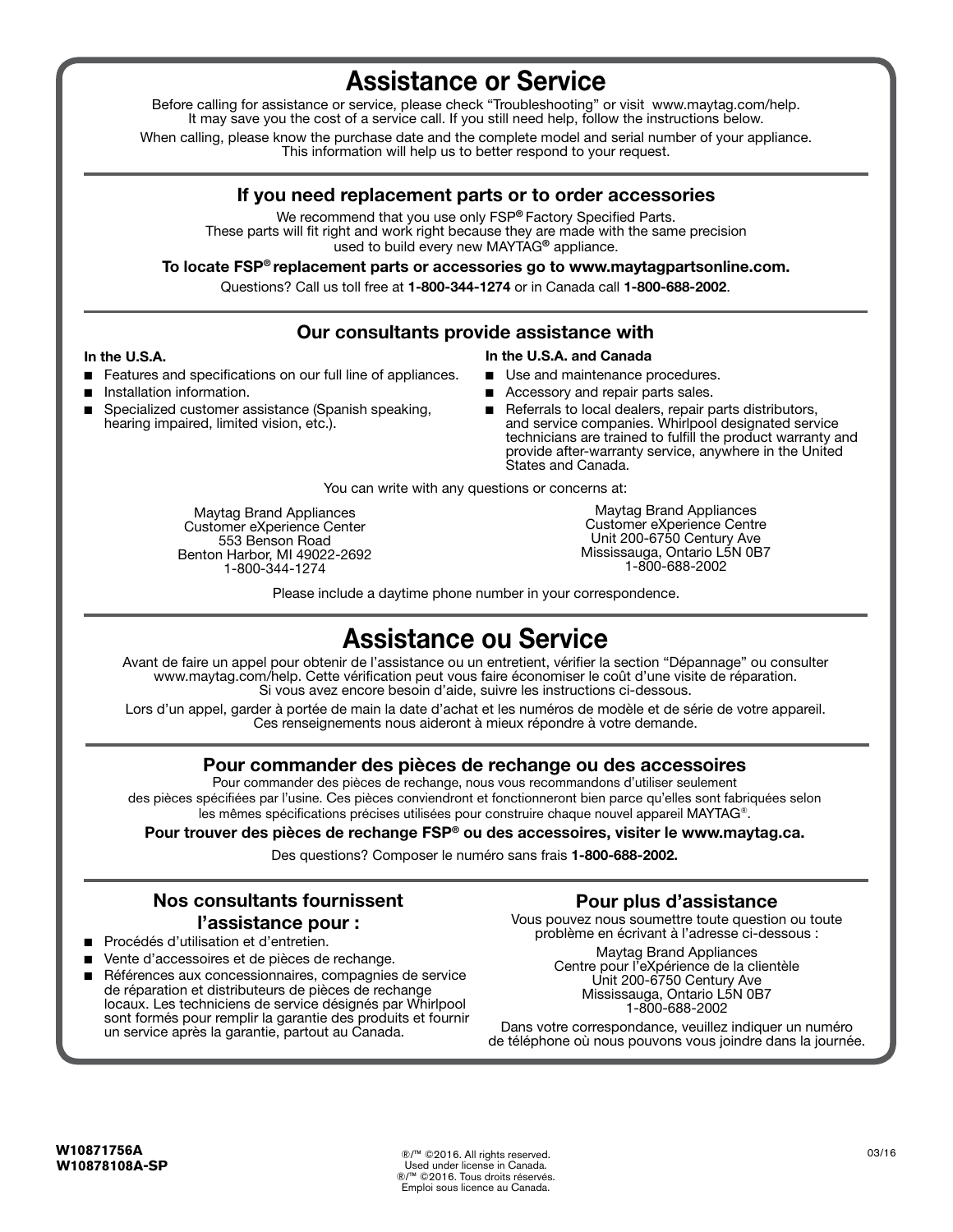# Assistance or Service

Before calling for assistance or service, please check "Troubleshooting" or visit www.maytag.com/help. It may save you the cost of a service call. If you still need help, follow the instructions below.

When calling, please know the purchase date and the complete model and serial number of your appliance. This information will help us to better respond to your request.

## If you need replacement parts or to order accessories

We recommend that you use only FSP® Factory Specified Parts. These parts will fit right and work right because they are made with the same precision used to build every new MAYTAG® appliance.

**To locate FSP® replacement parts or accessories go to www.maytagpartsonline.com.**

Questions? Call us toll free at **1-800-344-1274** or in Canada call **1-800-688-2002**.

## Our consultants provide assistance with

**In the U.S.A.**

- Features and specifications on our full line of appliances.
- Installation information.
- Specialized customer assistance (Spanish speaking, hearing impaired, limited vision, etc.).

**In the U.S.A. and Canada**

- Use and maintenance procedures.
- Accessory and repair parts sales.
- Referrals to local dealers, repair parts distributors, and service companies. Whirlpool designated service technicians are trained to fulfill the product warranty and provide after-warranty service, anywhere in the United States and Canada.

You can write with any questions or concerns at:

Maytag Brand Appliances
Customer eXperience Center
553 Benson Road
Benton Harbor, MI 49022-2692
1-800-344-1274

Maytag Brand Appliances
Customer eXperience Centre
Unit 200-6750 Century Ave
Mississauga, Ontario L5N 0B7
1-800-688-2002

Please include a daytime phone number in your correspondence.

# Assistance ou Service

Avant de faire un appel pour obtenir de l'assistance ou un entretient, vérifier la section "Dépannage" ou consulter www.maytag.com/help. Cette vérification peut vous faire économiser le coût d'une visite de réparation. Si vous avez encore besoin d'aide, suivre les instructions ci-dessous.

Lors d'un appel, garder à portée de main la date d'achat et les numéros de modèle et de série de votre appareil. Ces renseignements nous aideront à mieux répondre à votre demande.

## Pour commander des pièces de rechange ou des accessoires

Pour commander des pièces de rechange, nous vous recommandons d'utiliser seulement des pièces spécifiées par l'usine. Ces pièces conviendront et fonctionneront bien parce qu'elles sont fabriquées selon les mêmes spécifications précises utilisées pour construire chaque nouvel appareil MAYTAG®.

**Pour trouver des pièces de rechange FSP® ou des accessoires, visiter le www.maytag.ca.**

Des questions? Composer le numéro sans frais **1-800-688-2002.**

## Nos consultants fournissent l'assistance pour :

- Procédés d'utilisation et d'entretien.
- Vente d'accessoires et de pièces de rechange.
- Références aux concessionnaires, compagnies de service de réparation et distributeurs de pièces de rechange locaux. Les techniciens de service désignés par Whirlpool sont formés pour remplir la garantie des produits et fournir un service après la garantie, partout au Canada.

## Pour plus d'assistance

Vous pouvez nous soumettre toute question ou toute problème en écrivant à l'adresse ci-dessous :

Maytag Brand Appliances
Centre pour l'eXpérience de la clientèle
Unit 200-6750 Century Ave
Mississauga, Ontario L5N 0B7
1-800-688-2002

Dans votre correspondance, veuillez indiquer un numéro de téléphone où nous pouvons vous joindre dans la journée.

**W10871756A**
**W10878108A-SP**

®/™ ©2016. All rights reserved.
Used under license in Canada.
®/™ ©2016. Tous droits réservés.
Emploi sous licence au Canada.

03/16